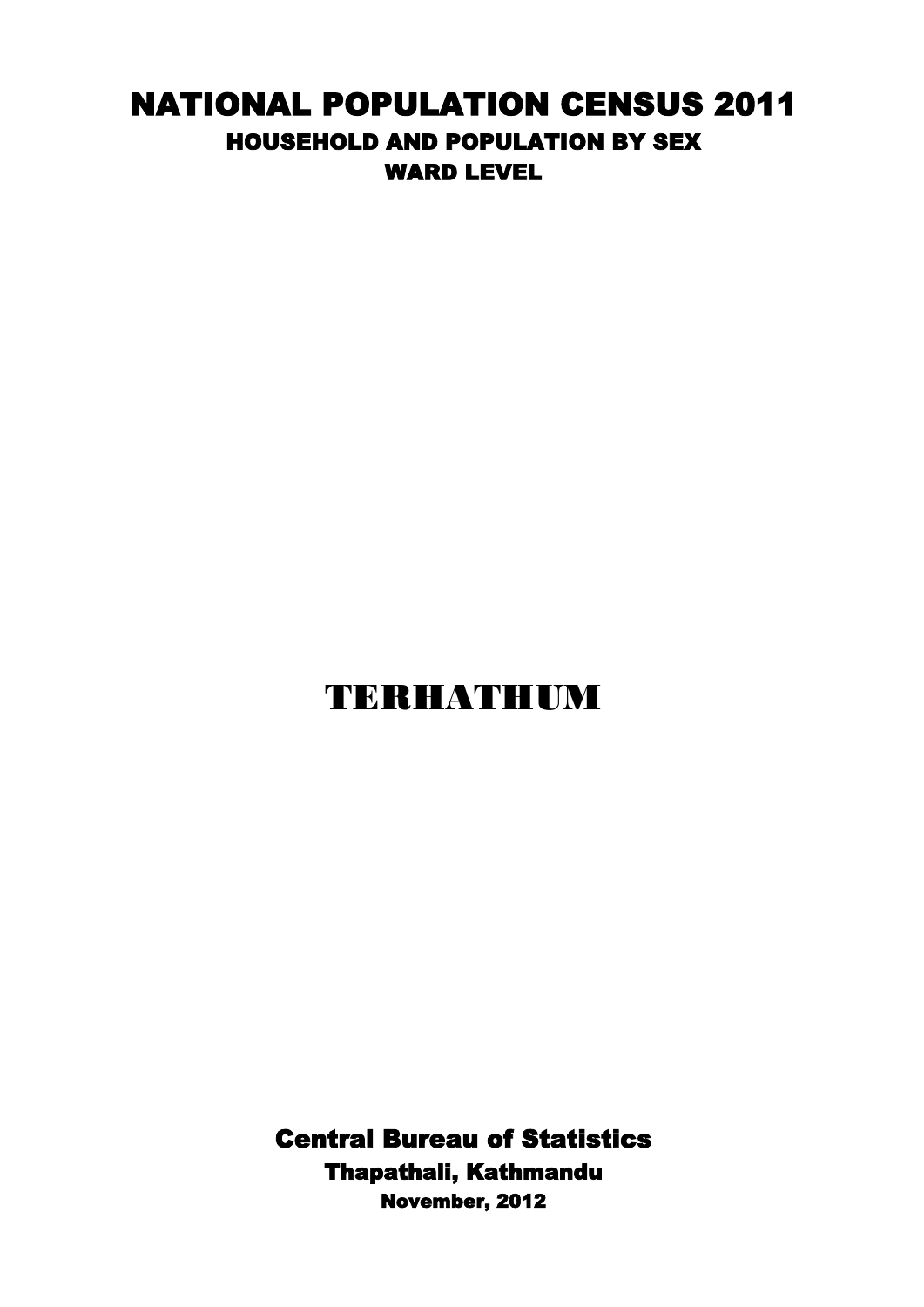# NATIONAL POPULATION CENSUS 2011

## HOUSEHOLD AND POPULATION BY SEX

## WARD LEVEL

# TERHATHUM

**Central Bureau of Statistics**

**Thapathali, Kathmandu**

**November, 2012**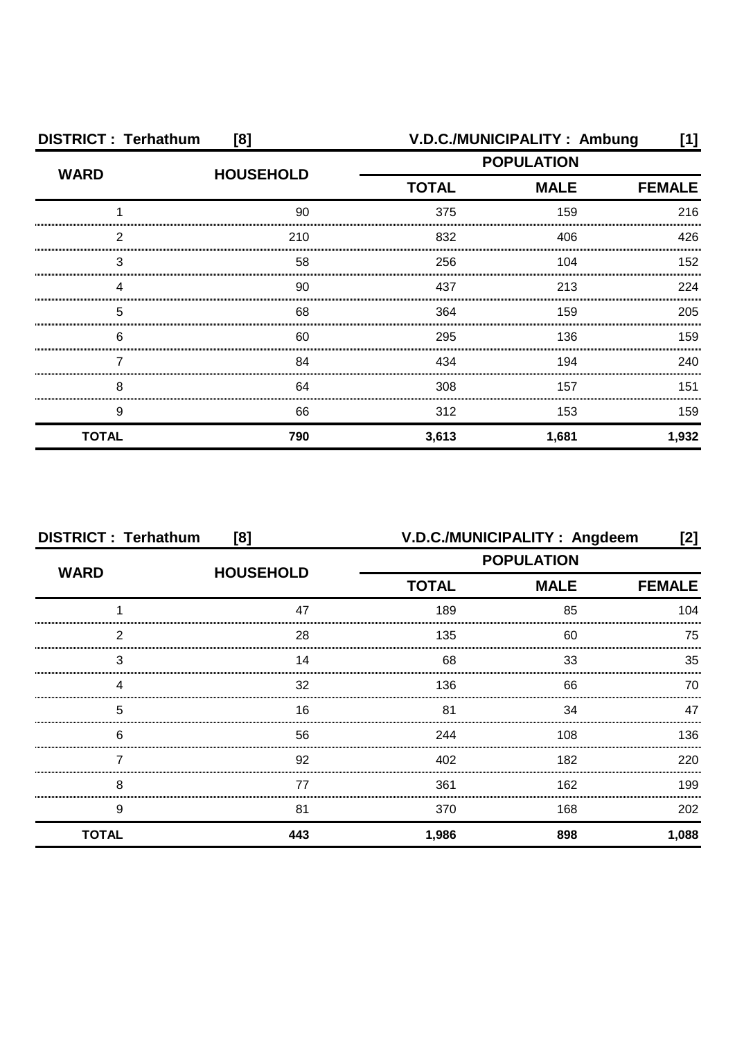**DISTRICT : Terhathum [8]** | **V.D.C./MUNICIPALITY : Ambung [1]**

| WARD | HOUSEHOLD | POPULATION | | |
|---|---|---|---|---|
| | | TOTAL | MALE | FEMALE |
| 1 | 90 | 375 | 159 | 216 |
| 2 | 210 | 832 | 406 | 426 |
| 3 | 58 | 256 | 104 | 152 |
| 4 | 90 | 437 | 213 | 224 |
| 5 | 68 | 364 | 159 | 205 |
| 6 | 60 | 295 | 136 | 159 |
| 7 | 84 | 434 | 194 | 240 |
| 8 | 64 | 308 | 157 | 151 |
| 9 | 66 | 312 | 153 | 159 |
| **TOTAL** | **790** | **3,613** | **1,681** | **1,932** |

**DISTRICT : Terhathum [8]** | **V.D.C./MUNICIPALITY : Angdeem [2]**

| WARD | HOUSEHOLD | POPULATION | | |
|---|---|---|---|---|
| | | TOTAL | MALE | FEMALE |
| 1 | 47 | 189 | 85 | 104 |
| 2 | 28 | 135 | 60 | 75 |
| 3 | 14 | 68 | 33 | 35 |
| 4 | 32 | 136 | 66 | 70 |
| 5 | 16 | 81 | 34 | 47 |
| 6 | 56 | 244 | 108 | 136 |
| 7 | 92 | 402 | 182 | 220 |
| 8 | 77 | 361 | 162 | 199 |
| 9 | 81 | 370 | 168 | 202 |
| **TOTAL** | **443** | **1,986** | **898** | **1,088** |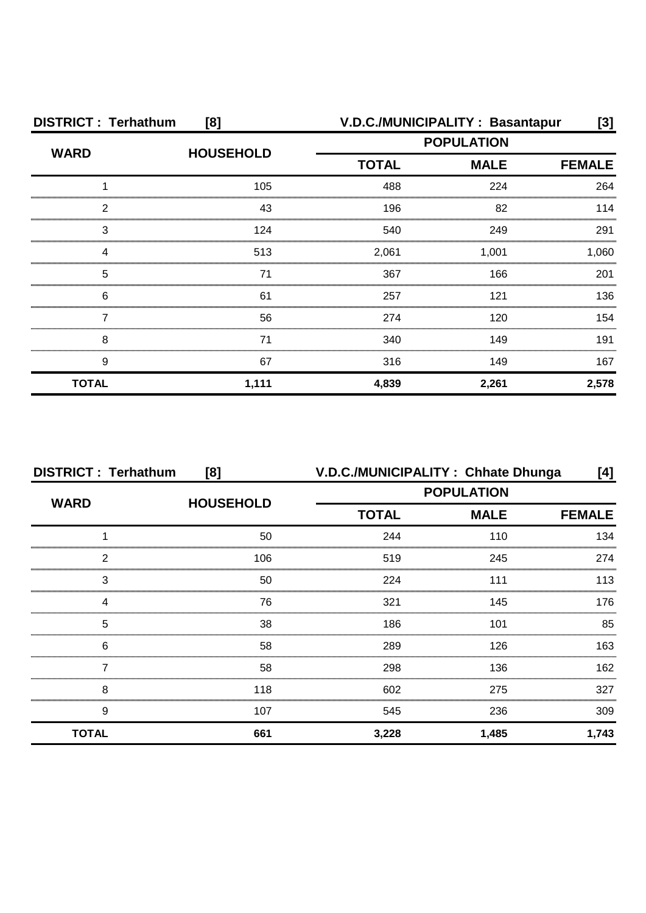**DISTRICT : Terhathum [8] V.D.C./MUNICIPALITY : Basantapur [3]**

| WARD | HOUSEHOLD | POPULATION | | |
|---|---|---|---|---|
| | | TOTAL | MALE | FEMALE |
| 1 | 105 | 488 | 224 | 264 |
| 2 | 43 | 196 | 82 | 114 |
| 3 | 124 | 540 | 249 | 291 |
| 4 | 513 | 2,061 | 1,001 | 1,060 |
| 5 | 71 | 367 | 166 | 201 |
| 6 | 61 | 257 | 121 | 136 |
| 7 | 56 | 274 | 120 | 154 |
| 8 | 71 | 340 | 149 | 191 |
| 9 | 67 | 316 | 149 | 167 |
| **TOTAL** | **1,111** | **4,839** | **2,261** | **2,578** |

**DISTRICT : Terhathum [8] V.D.C./MUNICIPALITY : Chhate Dhunga [4]**

| WARD | HOUSEHOLD | POPULATION | | |
|---|---|---|---|---|
| | | TOTAL | MALE | FEMALE |
| 1 | 50 | 244 | 110 | 134 |
| 2 | 106 | 519 | 245 | 274 |
| 3 | 50 | 224 | 111 | 113 |
| 4 | 76 | 321 | 145 | 176 |
| 5 | 38 | 186 | 101 | 85 |
| 6 | 58 | 289 | 126 | 163 |
| 7 | 58 | 298 | 136 | 162 |
| 8 | 118 | 602 | 275 | 327 |
| 9 | 107 | 545 | 236 | 309 |
| **TOTAL** | **661** | **3,228** | **1,485** | **1,743** |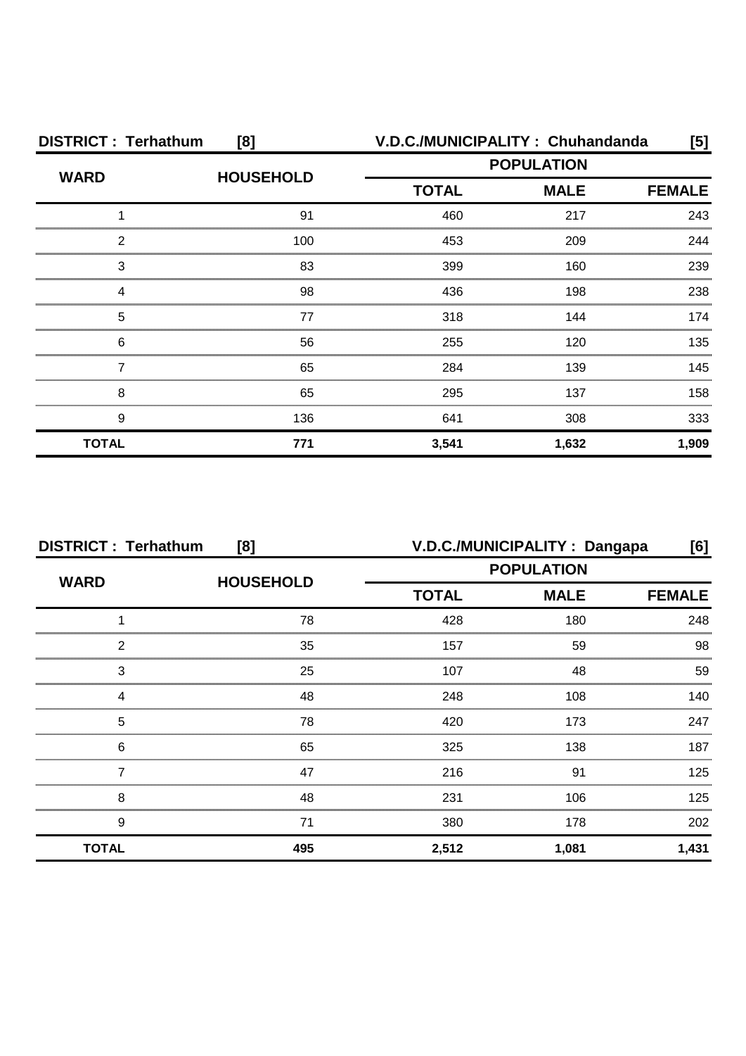**DISTRICT : Terhathum [8] V.D.C./MUNICIPALITY : Chuhandanda [5]**

| WARD | HOUSEHOLD | POPULATION | | |
|---|---|---|---|---|
| | | TOTAL | MALE | FEMALE |
| 1 | 91 | 460 | 217 | 243 |
| 2 | 100 | 453 | 209 | 244 |
| 3 | 83 | 399 | 160 | 239 |
| 4 | 98 | 436 | 198 | 238 |
| 5 | 77 | 318 | 144 | 174 |
| 6 | 56 | 255 | 120 | 135 |
| 7 | 65 | 284 | 139 | 145 |
| 8 | 65 | 295 | 137 | 158 |
| 9 | 136 | 641 | 308 | 333 |
| **TOTAL** | **771** | **3,541** | **1,632** | **1,909** |

**DISTRICT : Terhathum [8] V.D.C./MUNICIPALITY : Dangapa [6]**

| WARD | HOUSEHOLD | POPULATION | | |
|---|---|---|---|---|
| | | TOTAL | MALE | FEMALE |
| 1 | 78 | 428 | 180 | 248 |
| 2 | 35 | 157 | 59 | 98 |
| 3 | 25 | 107 | 48 | 59 |
| 4 | 48 | 248 | 108 | 140 |
| 5 | 78 | 420 | 173 | 247 |
| 6 | 65 | 325 | 138 | 187 |
| 7 | 47 | 216 | 91 | 125 |
| 8 | 48 | 231 | 106 | 125 |
| 9 | 71 | 380 | 178 | 202 |
| **TOTAL** | **495** | **2,512** | **1,081** | **1,431** |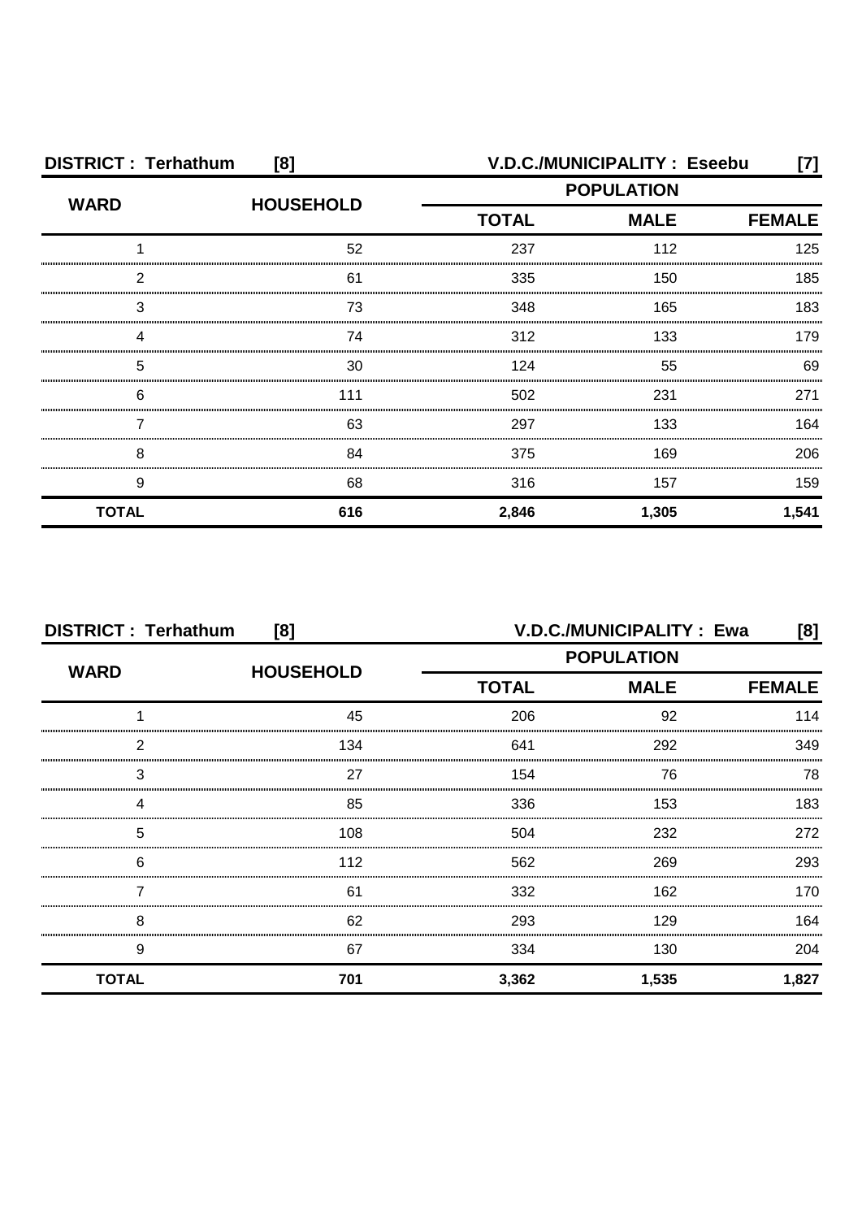**DISTRICT : Terhathum [8]** **V.D.C./MUNICIPALITY : Eseebu [7]**

| WARD | HOUSEHOLD | POPULATION | | |
|---|---|---|---|---|
| | | TOTAL | MALE | FEMALE |
| 1 | 52 | 237 | 112 | 125 |
| 2 | 61 | 335 | 150 | 185 |
| 3 | 73 | 348 | 165 | 183 |
| 4 | 74 | 312 | 133 | 179 |
| 5 | 30 | 124 | 55 | 69 |
| 6 | 111 | 502 | 231 | 271 |
| 7 | 63 | 297 | 133 | 164 |
| 8 | 84 | 375 | 169 | 206 |
| 9 | 68 | 316 | 157 | 159 |
| **TOTAL** | **616** | **2,846** | **1,305** | **1,541** |

**DISTRICT : Terhathum [8]** **V.D.C./MUNICIPALITY : Ewa [8]**

| WARD | HOUSEHOLD | POPULATION | | |
|---|---|---|---|---|
| | | TOTAL | MALE | FEMALE |
| 1 | 45 | 206 | 92 | 114 |
| 2 | 134 | 641 | 292 | 349 |
| 3 | 27 | 154 | 76 | 78 |
| 4 | 85 | 336 | 153 | 183 |
| 5 | 108 | 504 | 232 | 272 |
| 6 | 112 | 562 | 269 | 293 |
| 7 | 61 | 332 | 162 | 170 |
| 8 | 62 | 293 | 129 | 164 |
| 9 | 67 | 334 | 130 | 204 |
| **TOTAL** | **701** | **3,362** | **1,535** | **1,827** |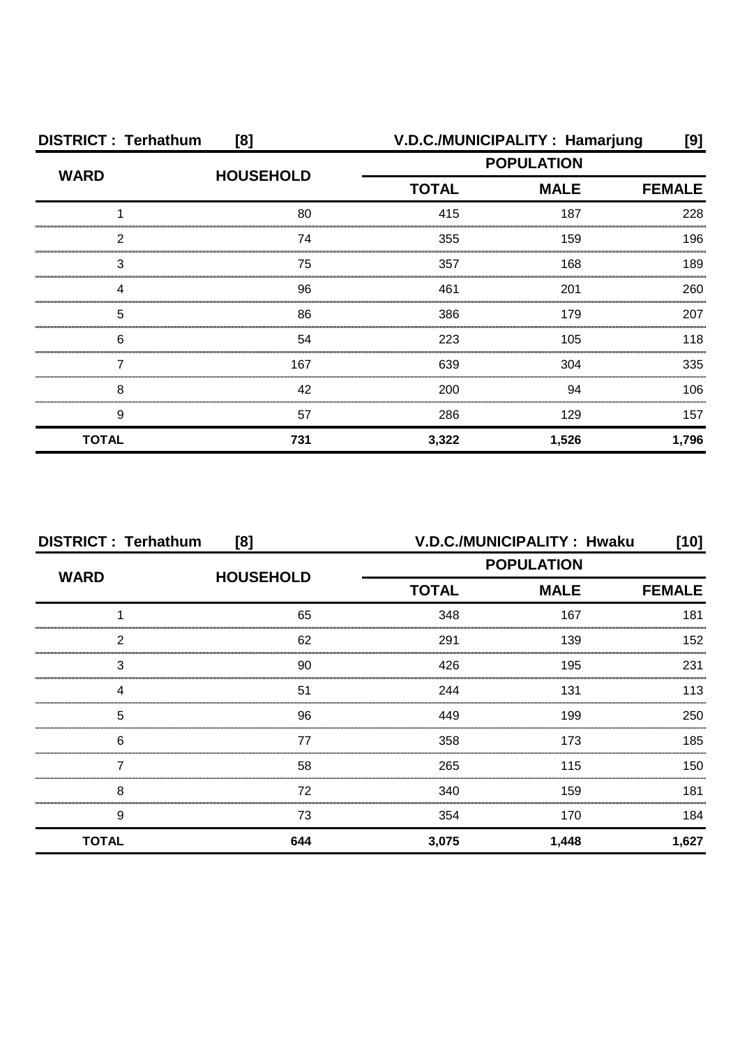**DISTRICT : Terhathum [8]** **V.D.C./MUNICIPALITY : Hamarjung [9]**

| WARD | HOUSEHOLD | POPULATION | | |
|---|---|---|---|---|
| | | TOTAL | MALE | FEMALE |
| 1 | 80 | 415 | 187 | 228 |
| 2 | 74 | 355 | 159 | 196 |
| 3 | 75 | 357 | 168 | 189 |
| 4 | 96 | 461 | 201 | 260 |
| 5 | 86 | 386 | 179 | 207 |
| 6 | 54 | 223 | 105 | 118 |
| 7 | 167 | 639 | 304 | 335 |
| 8 | 42 | 200 | 94 | 106 |
| 9 | 57 | 286 | 129 | 157 |
| **TOTAL** | **731** | **3,322** | **1,526** | **1,796** |

**DISTRICT : Terhathum [8]** **V.D.C./MUNICIPALITY : Hwaku [10]**

| WARD | HOUSEHOLD | POPULATION | | |
|---|---|---|---|---|
| | | TOTAL | MALE | FEMALE |
| 1 | 65 | 348 | 167 | 181 |
| 2 | 62 | 291 | 139 | 152 |
| 3 | 90 | 426 | 195 | 231 |
| 4 | 51 | 244 | 131 | 113 |
| 5 | 96 | 449 | 199 | 250 |
| 6 | 77 | 358 | 173 | 185 |
| 7 | 58 | 265 | 115 | 150 |
| 8 | 72 | 340 | 159 | 181 |
| 9 | 73 | 354 | 170 | 184 |
| **TOTAL** | **644** | **3,075** | **1,448** | **1,627** |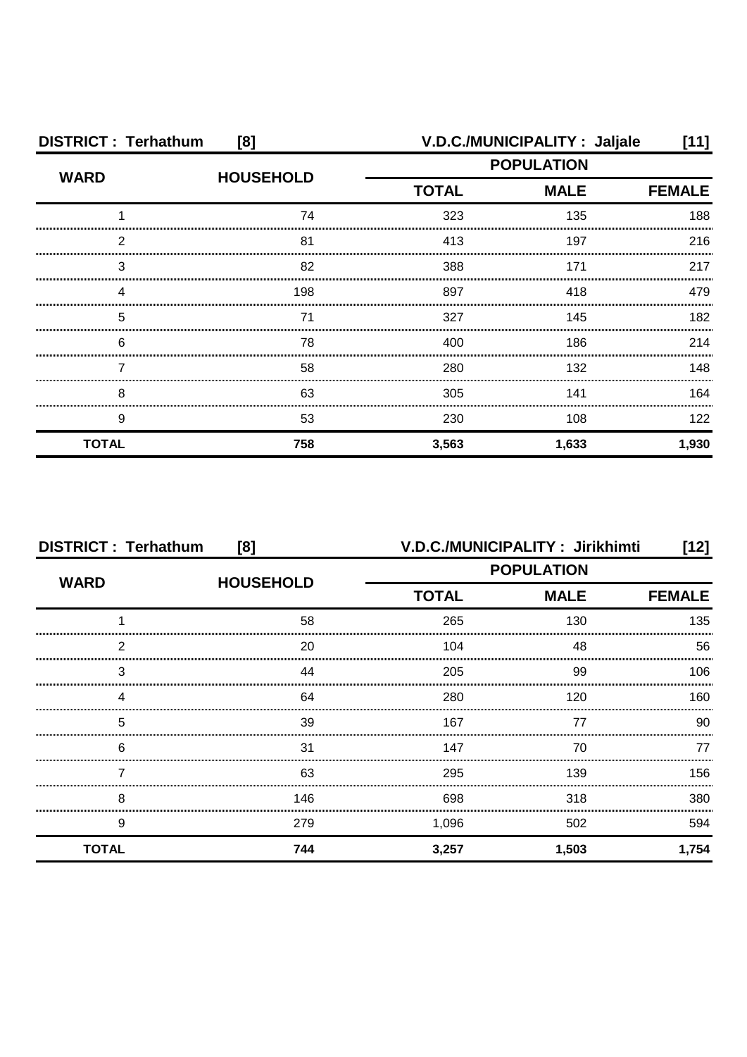**DISTRICT : Terhathum [8] V.D.C./MUNICIPALITY : Jaljale [11]**

| WARD | HOUSEHOLD | POPULATION | | |
|---|---|---|---|---|
| | | TOTAL | MALE | FEMALE |
| 1 | 74 | 323 | 135 | 188 |
| 2 | 81 | 413 | 197 | 216 |
| 3 | 82 | 388 | 171 | 217 |
| 4 | 198 | 897 | 418 | 479 |
| 5 | 71 | 327 | 145 | 182 |
| 6 | 78 | 400 | 186 | 214 |
| 7 | 58 | 280 | 132 | 148 |
| 8 | 63 | 305 | 141 | 164 |
| 9 | 53 | 230 | 108 | 122 |
| **TOTAL** | **758** | **3,563** | **1,633** | **1,930** |

**DISTRICT : Terhathum [8] V.D.C./MUNICIPALITY : Jirikhimti [12]**

| WARD | HOUSEHOLD | POPULATION | | |
|---|---|---|---|---|
| | | TOTAL | MALE | FEMALE |
| 1 | 58 | 265 | 130 | 135 |
| 2 | 20 | 104 | 48 | 56 |
| 3 | 44 | 205 | 99 | 106 |
| 4 | 64 | 280 | 120 | 160 |
| 5 | 39 | 167 | 77 | 90 |
| 6 | 31 | 147 | 70 | 77 |
| 7 | 63 | 295 | 139 | 156 |
| 8 | 146 | 698 | 318 | 380 |
| 9 | 279 | 1,096 | 502 | 594 |
| **TOTAL** | **744** | **3,257** | **1,503** | **1,754** |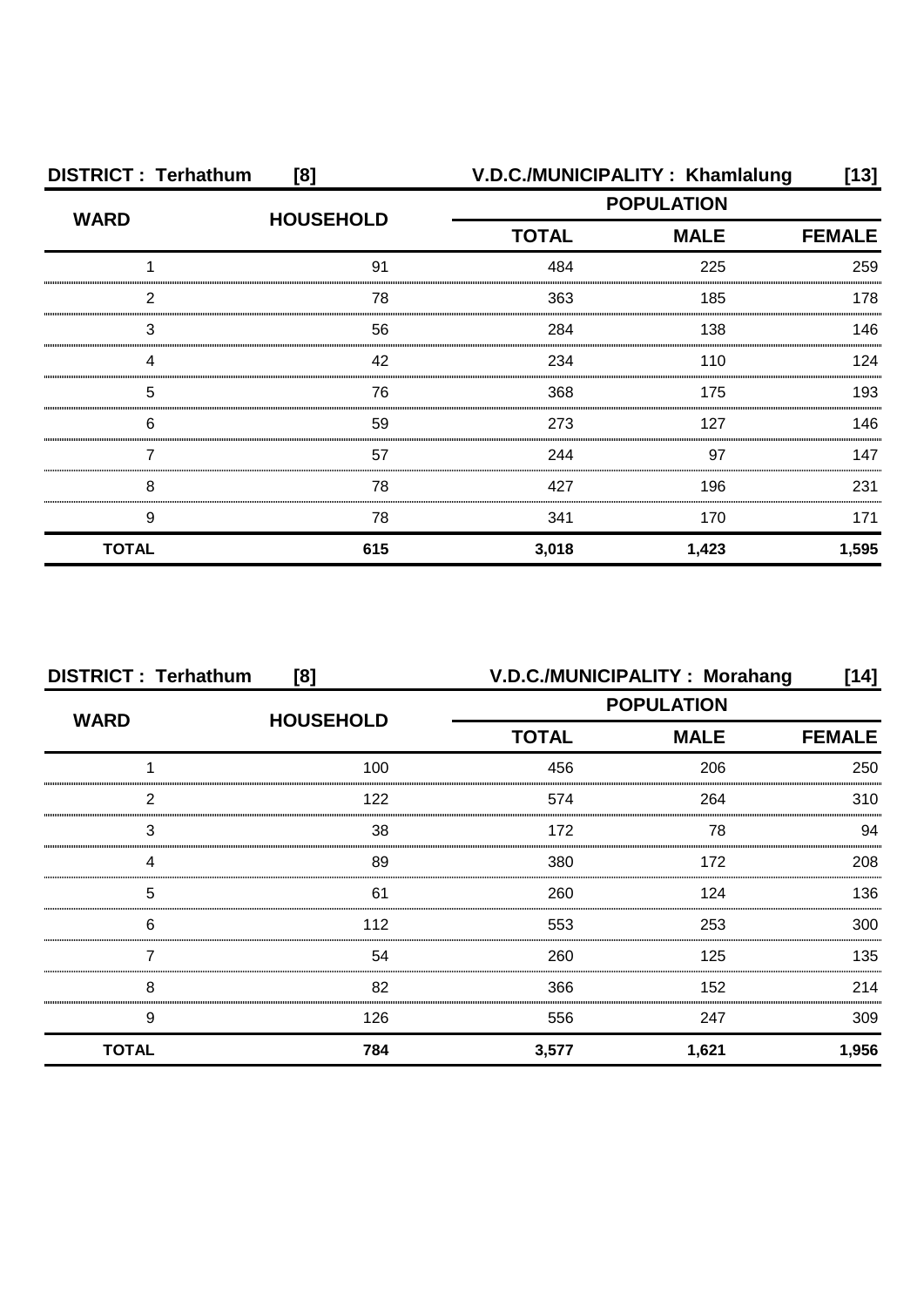**DISTRICT : Terhathum [8] V.D.C./MUNICIPALITY : Khamlalung [13]**

| WARD | HOUSEHOLD | POPULATION | | |
|---|---|---|---|---|
| | | TOTAL | MALE | FEMALE |
| 1 | 91 | 484 | 225 | 259 |
| 2 | 78 | 363 | 185 | 178 |
| 3 | 56 | 284 | 138 | 146 |
| 4 | 42 | 234 | 110 | 124 |
| 5 | 76 | 368 | 175 | 193 |
| 6 | 59 | 273 | 127 | 146 |
| 7 | 57 | 244 | 97 | 147 |
| 8 | 78 | 427 | 196 | 231 |
| 9 | 78 | 341 | 170 | 171 |
| **TOTAL** | **615** | **3,018** | **1,423** | **1,595** |

**DISTRICT : Terhathum [8] V.D.C./MUNICIPALITY : Morahang [14]**

| WARD | HOUSEHOLD | POPULATION | | |
|---|---|---|---|---|
| | | TOTAL | MALE | FEMALE |
| 1 | 100 | 456 | 206 | 250 |
| 2 | 122 | 574 | 264 | 310 |
| 3 | 38 | 172 | 78 | 94 |
| 4 | 89 | 380 | 172 | 208 |
| 5 | 61 | 260 | 124 | 136 |
| 6 | 112 | 553 | 253 | 300 |
| 7 | 54 | 260 | 125 | 135 |
| 8 | 82 | 366 | 152 | 214 |
| 9 | 126 | 556 | 247 | 309 |
| **TOTAL** | **784** | **3,577** | **1,621** | **1,956** |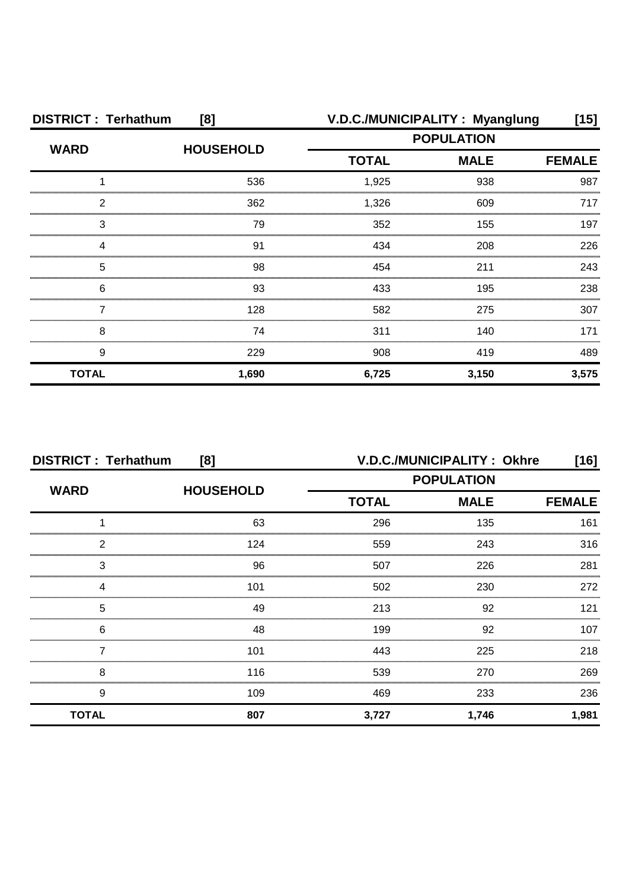| DISTRICT : Terhathum | [8] | V.D.C./MUNICIPALITY : Myanglung | | [15] |
|---|---|---|---|---|
| WARD | HOUSEHOLD | POPULATION | | |
| | | TOTAL | MALE | FEMALE |
| 1 | 536 | 1,925 | 938 | 987 |
| 2 | 362 | 1,326 | 609 | 717 |
| 3 | 79 | 352 | 155 | 197 |
| 4 | 91 | 434 | 208 | 226 |
| 5 | 98 | 454 | 211 | 243 |
| 6 | 93 | 433 | 195 | 238 |
| 7 | 128 | 582 | 275 | 307 |
| 8 | 74 | 311 | 140 | 171 |
| 9 | 229 | 908 | 419 | 489 |
| **TOTAL** | **1,690** | **6,725** | **3,150** | **3,575** |

| DISTRICT : Terhathum | [8] | V.D.C./MUNICIPALITY : Okhre | | [16] |
|---|---|---|---|---|
| WARD | HOUSEHOLD | POPULATION | | |
| | | TOTAL | MALE | FEMALE |
| 1 | 63 | 296 | 135 | 161 |
| 2 | 124 | 559 | 243 | 316 |
| 3 | 96 | 507 | 226 | 281 |
| 4 | 101 | 502 | 230 | 272 |
| 5 | 49 | 213 | 92 | 121 |
| 6 | 48 | 199 | 92 | 107 |
| 7 | 101 | 443 | 225 | 218 |
| 8 | 116 | 539 | 270 | 269 |
| 9 | 109 | 469 | 233 | 236 |
| **TOTAL** | **807** | **3,727** | **1,746** | **1,981** |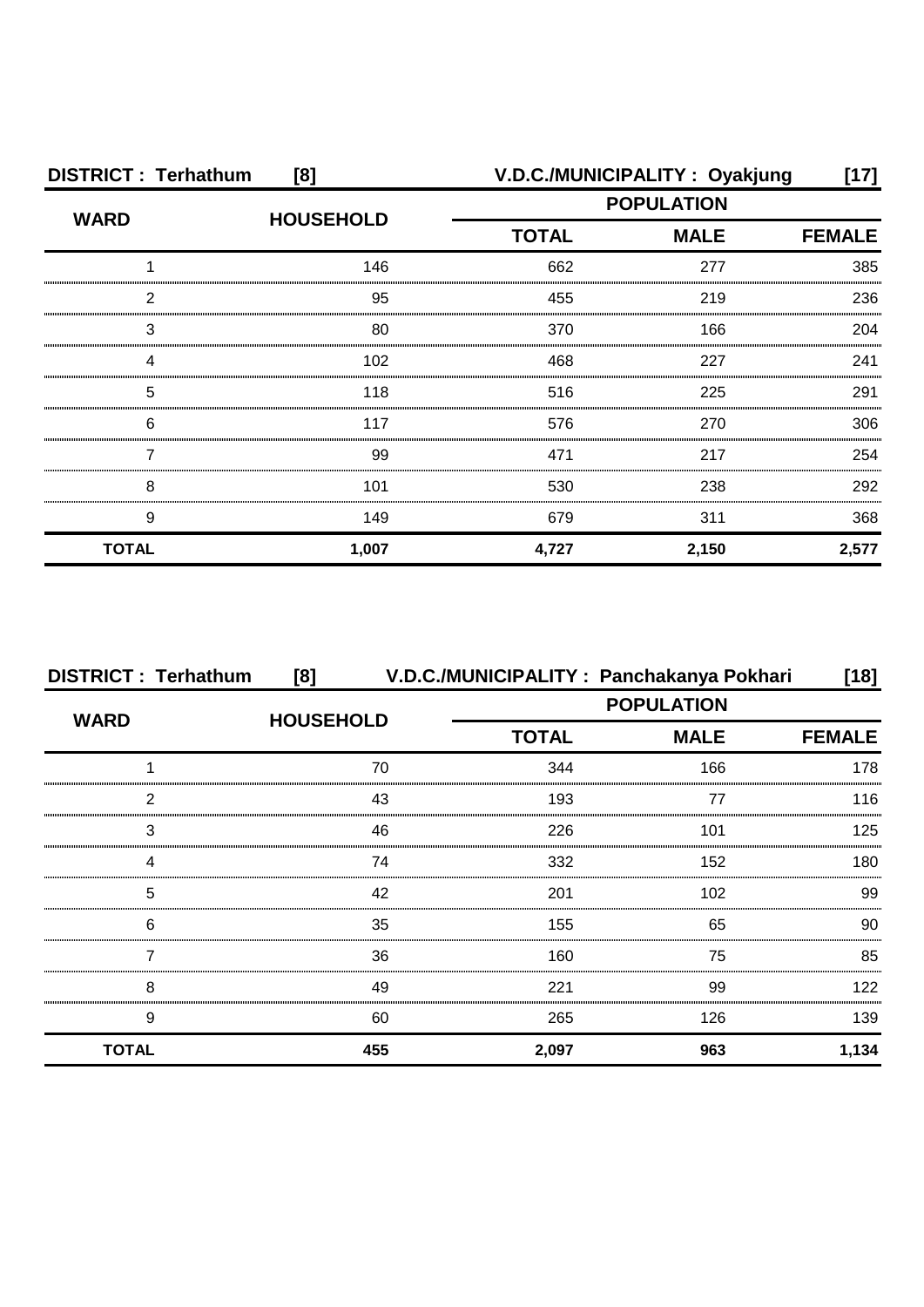**DISTRICT : Terhathum [8] V.D.C./MUNICIPALITY : Oyakjung [17]**

| WARD | HOUSEHOLD | POPULATION | | |
|---|---|---|---|---|
| | | TOTAL | MALE | FEMALE |
| 1 | 146 | 662 | 277 | 385 |
| 2 | 95 | 455 | 219 | 236 |
| 3 | 80 | 370 | 166 | 204 |
| 4 | 102 | 468 | 227 | 241 |
| 5 | 118 | 516 | 225 | 291 |
| 6 | 117 | 576 | 270 | 306 |
| 7 | 99 | 471 | 217 | 254 |
| 8 | 101 | 530 | 238 | 292 |
| 9 | 149 | 679 | 311 | 368 |
| **TOTAL** | **1,007** | **4,727** | **2,150** | **2,577** |

**DISTRICT : Terhathum [8] V.D.C./MUNICIPALITY : Panchakanya Pokhari [18]**

| WARD | HOUSEHOLD | POPULATION | | |
|---|---|---|---|---|
| | | TOTAL | MALE | FEMALE |
| 1 | 70 | 344 | 166 | 178 |
| 2 | 43 | 193 | 77 | 116 |
| 3 | 46 | 226 | 101 | 125 |
| 4 | 74 | 332 | 152 | 180 |
| 5 | 42 | 201 | 102 | 99 |
| 6 | 35 | 155 | 65 | 90 |
| 7 | 36 | 160 | 75 | 85 |
| 8 | 49 | 221 | 99 | 122 |
| 9 | 60 | 265 | 126 | 139 |
| **TOTAL** | **455** | **2,097** | **963** | **1,134** |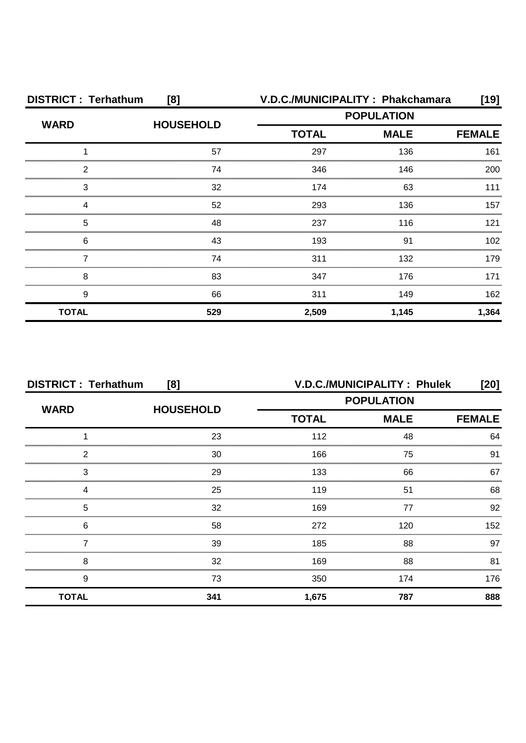**DISTRICT : Terhathum [8]** **V.D.C./MUNICIPALITY : Phakchamara [19]**

| WARD | HOUSEHOLD | POPULATION | | |
|---|---|---|---|---|
| | | TOTAL | MALE | FEMALE |
| 1 | 57 | 297 | 136 | 161 |
| 2 | 74 | 346 | 146 | 200 |
| 3 | 32 | 174 | 63 | 111 |
| 4 | 52 | 293 | 136 | 157 |
| 5 | 48 | 237 | 116 | 121 |
| 6 | 43 | 193 | 91 | 102 |
| 7 | 74 | 311 | 132 | 179 |
| 8 | 83 | 347 | 176 | 171 |
| 9 | 66 | 311 | 149 | 162 |
| **TOTAL** | **529** | **2,509** | **1,145** | **1,364** |

**DISTRICT : Terhathum [8]** **V.D.C./MUNICIPALITY : Phulek [20]**

| WARD | HOUSEHOLD | POPULATION | | |
|---|---|---|---|---|
| | | TOTAL | MALE | FEMALE |
| 1 | 23 | 112 | 48 | 64 |
| 2 | 30 | 166 | 75 | 91 |
| 3 | 29 | 133 | 66 | 67 |
| 4 | 25 | 119 | 51 | 68 |
| 5 | 32 | 169 | 77 | 92 |
| 6 | 58 | 272 | 120 | 152 |
| 7 | 39 | 185 | 88 | 97 |
| 8 | 32 | 169 | 88 | 81 |
| 9 | 73 | 350 | 174 | 176 |
| **TOTAL** | **341** | **1,675** | **787** | **888** |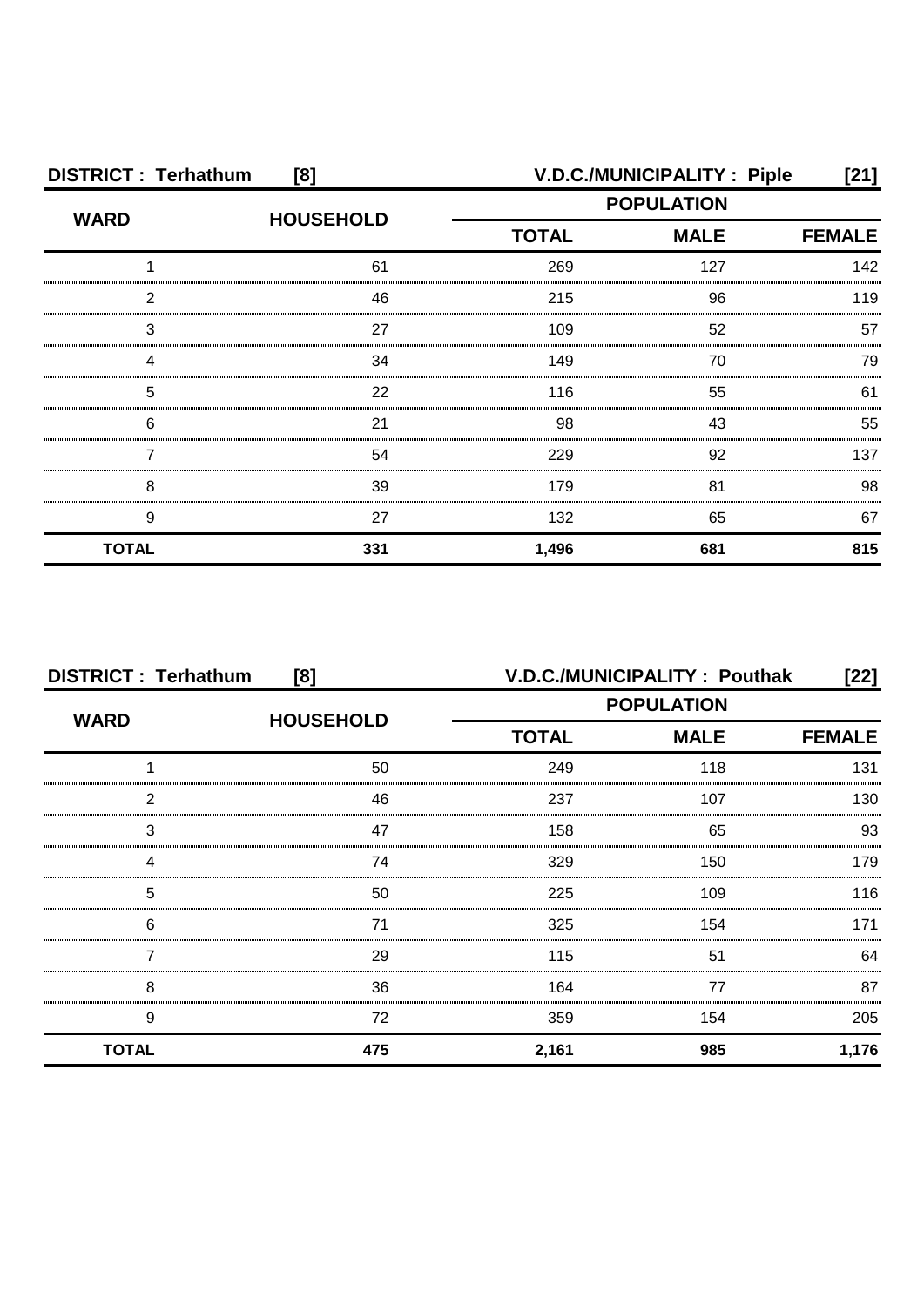**DISTRICT : Terhathum [8]** **V.D.C./MUNICIPALITY : Piple [21]**

| WARD | HOUSEHOLD | POPULATION | | |
|---|---|---|---|---|
| | | TOTAL | MALE | FEMALE |
| 1 | 61 | 269 | 127 | 142 |
| 2 | 46 | 215 | 96 | 119 |
| 3 | 27 | 109 | 52 | 57 |
| 4 | 34 | 149 | 70 | 79 |
| 5 | 22 | 116 | 55 | 61 |
| 6 | 21 | 98 | 43 | 55 |
| 7 | 54 | 229 | 92 | 137 |
| 8 | 39 | 179 | 81 | 98 |
| 9 | 27 | 132 | 65 | 67 |
| **TOTAL** | **331** | **1,496** | **681** | **815** |

**DISTRICT : Terhathum [8]** **V.D.C./MUNICIPALITY : Pouthak [22]**

| WARD | HOUSEHOLD | POPULATION | | |
|---|---|---|---|---|
| | | TOTAL | MALE | FEMALE |
| 1 | 50 | 249 | 118 | 131 |
| 2 | 46 | 237 | 107 | 130 |
| 3 | 47 | 158 | 65 | 93 |
| 4 | 74 | 329 | 150 | 179 |
| 5 | 50 | 225 | 109 | 116 |
| 6 | 71 | 325 | 154 | 171 |
| 7 | 29 | 115 | 51 | 64 |
| 8 | 36 | 164 | 77 | 87 |
| 9 | 72 | 359 | 154 | 205 |
| **TOTAL** | **475** | **2,161** | **985** | **1,176** |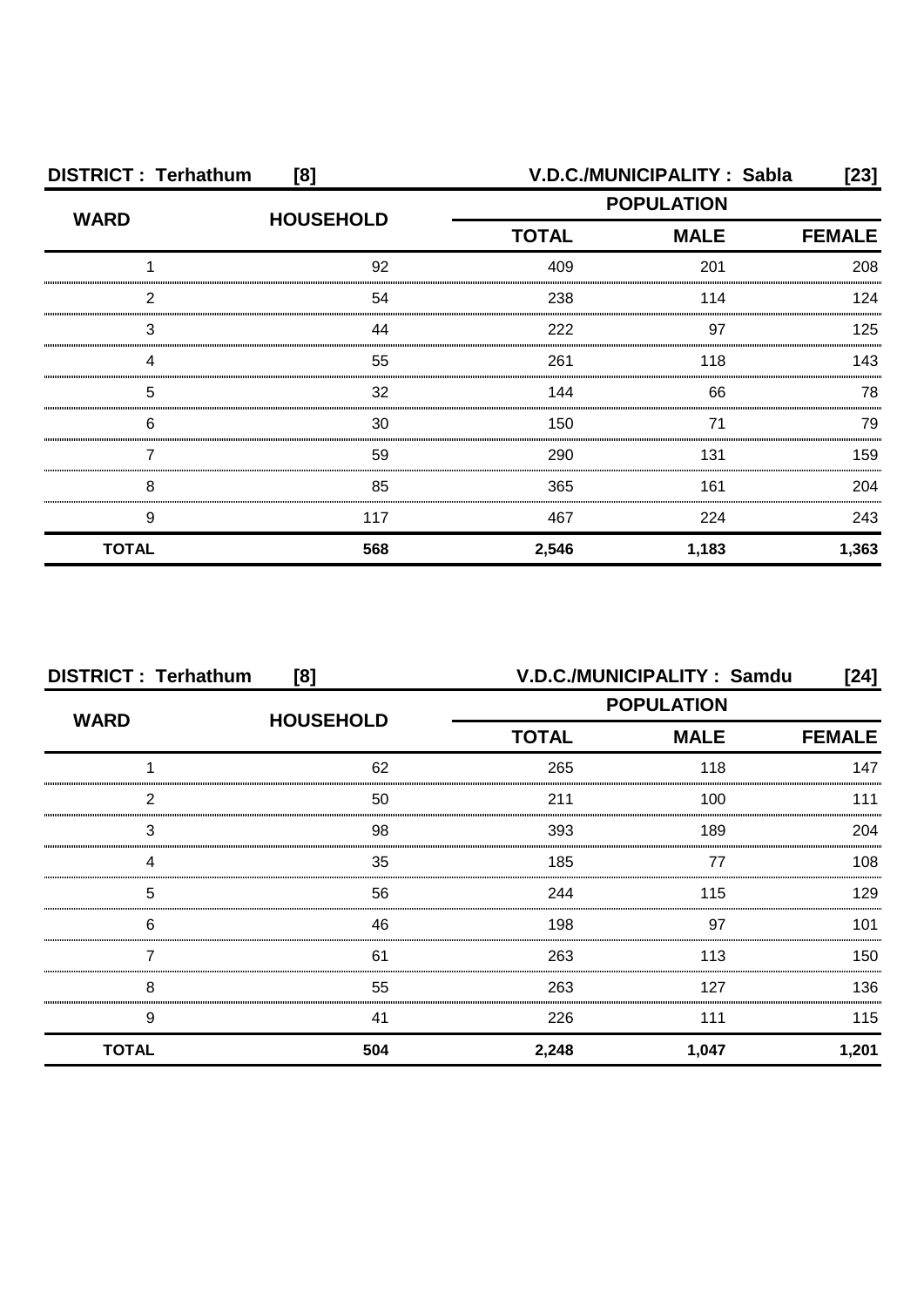**DISTRICT : Terhathum [8] V.D.C./MUNICIPALITY : Sabla [23]**

| WARD | HOUSEHOLD | POPULATION | | |
|---|---|---|---|---|
| | | TOTAL | MALE | FEMALE |
| 1 | 92 | 409 | 201 | 208 |
| 2 | 54 | 238 | 114 | 124 |
| 3 | 44 | 222 | 97 | 125 |
| 4 | 55 | 261 | 118 | 143 |
| 5 | 32 | 144 | 66 | 78 |
| 6 | 30 | 150 | 71 | 79 |
| 7 | 59 | 290 | 131 | 159 |
| 8 | 85 | 365 | 161 | 204 |
| 9 | 117 | 467 | 224 | 243 |
| **TOTAL** | **568** | **2,546** | **1,183** | **1,363** |

**DISTRICT : Terhathum [8] V.D.C./MUNICIPALITY : Samdu [24]**

| WARD | HOUSEHOLD | POPULATION | | |
|---|---|---|---|---|
| | | TOTAL | MALE | FEMALE |
| 1 | 62 | 265 | 118 | 147 |
| 2 | 50 | 211 | 100 | 111 |
| 3 | 98 | 393 | 189 | 204 |
| 4 | 35 | 185 | 77 | 108 |
| 5 | 56 | 244 | 115 | 129 |
| 6 | 46 | 198 | 97 | 101 |
| 7 | 61 | 263 | 113 | 150 |
| 8 | 55 | 263 | 127 | 136 |
| 9 | 41 | 226 | 111 | 115 |
| **TOTAL** | **504** | **2,248** | **1,047** | **1,201** |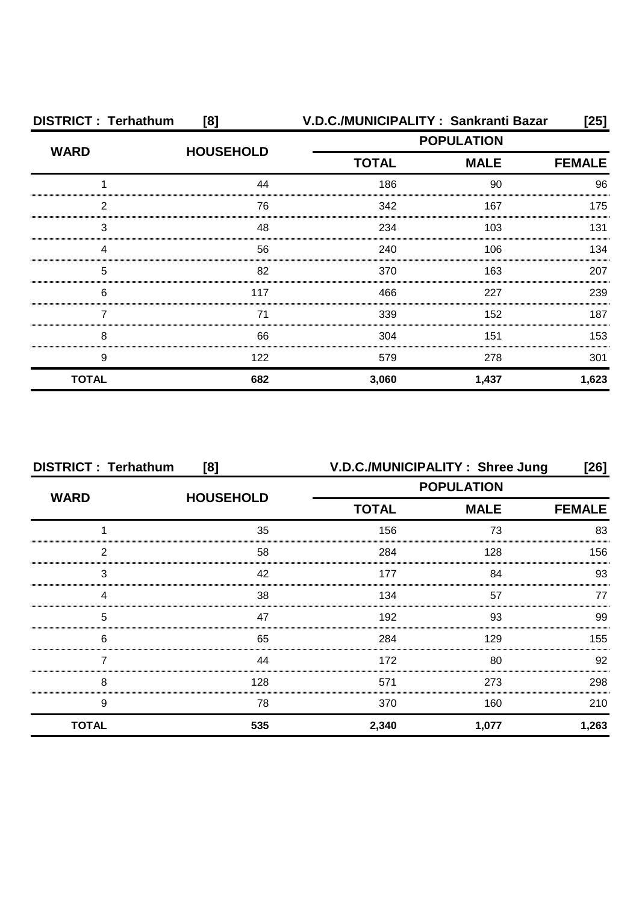**DISTRICT : Terhathum [8] V.D.C./MUNICIPALITY : Sankranti Bazar [25]**

| WARD | HOUSEHOLD | POPULATION | | |
|---|---|---|---|---|
| | | TOTAL | MALE | FEMALE |
| 1 | 44 | 186 | 90 | 96 |
| 2 | 76 | 342 | 167 | 175 |
| 3 | 48 | 234 | 103 | 131 |
| 4 | 56 | 240 | 106 | 134 |
| 5 | 82 | 370 | 163 | 207 |
| 6 | 117 | 466 | 227 | 239 |
| 7 | 71 | 339 | 152 | 187 |
| 8 | 66 | 304 | 151 | 153 |
| 9 | 122 | 579 | 278 | 301 |
| **TOTAL** | **682** | **3,060** | **1,437** | **1,623** |

**DISTRICT : Terhathum [8] V.D.C./MUNICIPALITY : Shree Jung [26]**

| WARD | HOUSEHOLD | POPULATION | | |
|---|---|---|---|---|
| | | TOTAL | MALE | FEMALE |
| 1 | 35 | 156 | 73 | 83 |
| 2 | 58 | 284 | 128 | 156 |
| 3 | 42 | 177 | 84 | 93 |
| 4 | 38 | 134 | 57 | 77 |
| 5 | 47 | 192 | 93 | 99 |
| 6 | 65 | 284 | 129 | 155 |
| 7 | 44 | 172 | 80 | 92 |
| 8 | 128 | 571 | 273 | 298 |
| 9 | 78 | 370 | 160 | 210 |
| **TOTAL** | **535** | **2,340** | **1,077** | **1,263** |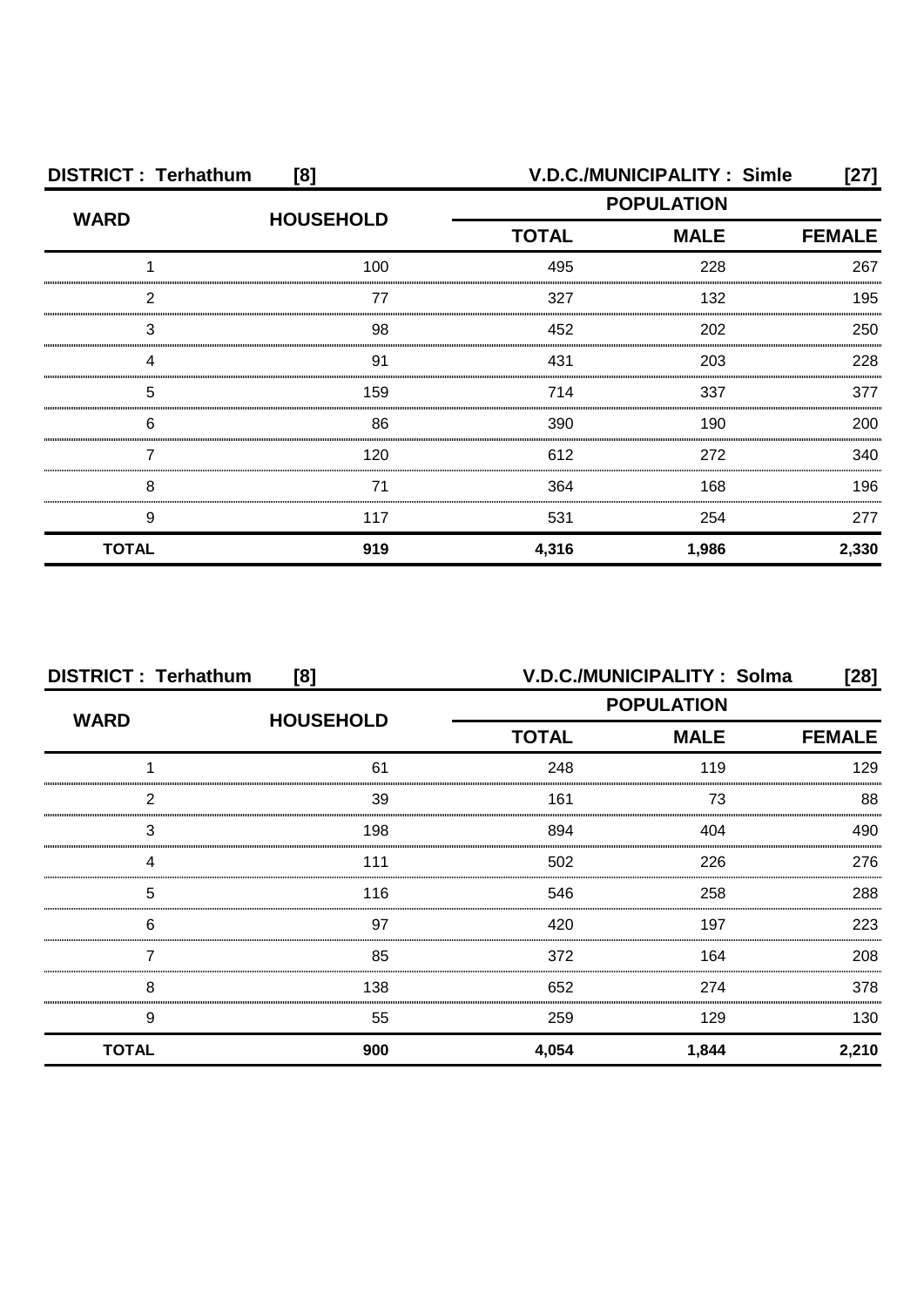| DISTRICT : Terhathum | [8] | V.D.C./MUNICIPALITY : Simle | | [27] |
|---|---|---|---|---|
| WARD | HOUSEHOLD | POPULATION | | |
| | | TOTAL | MALE | FEMALE |
| 1 | 100 | 495 | 228 | 267 |
| 2 | 77 | 327 | 132 | 195 |
| 3 | 98 | 452 | 202 | 250 |
| 4 | 91 | 431 | 203 | 228 |
| 5 | 159 | 714 | 337 | 377 |
| 6 | 86 | 390 | 190 | 200 |
| 7 | 120 | 612 | 272 | 340 |
| 8 | 71 | 364 | 168 | 196 |
| 9 | 117 | 531 | 254 | 277 |
| **TOTAL** | **919** | **4,316** | **1,986** | **2,330** |

| DISTRICT : Terhathum | [8] | V.D.C./MUNICIPALITY : Solma | | [28] |
|---|---|---|---|---|
| WARD | HOUSEHOLD | POPULATION | | |
| | | TOTAL | MALE | FEMALE |
| 1 | 61 | 248 | 119 | 129 |
| 2 | 39 | 161 | 73 | 88 |
| 3 | 198 | 894 | 404 | 490 |
| 4 | 111 | 502 | 226 | 276 |
| 5 | 116 | 546 | 258 | 288 |
| 6 | 97 | 420 | 197 | 223 |
| 7 | 85 | 372 | 164 | 208 |
| 8 | 138 | 652 | 274 | 378 |
| 9 | 55 | 259 | 129 | 130 |
| **TOTAL** | **900** | **4,054** | **1,844** | **2,210** |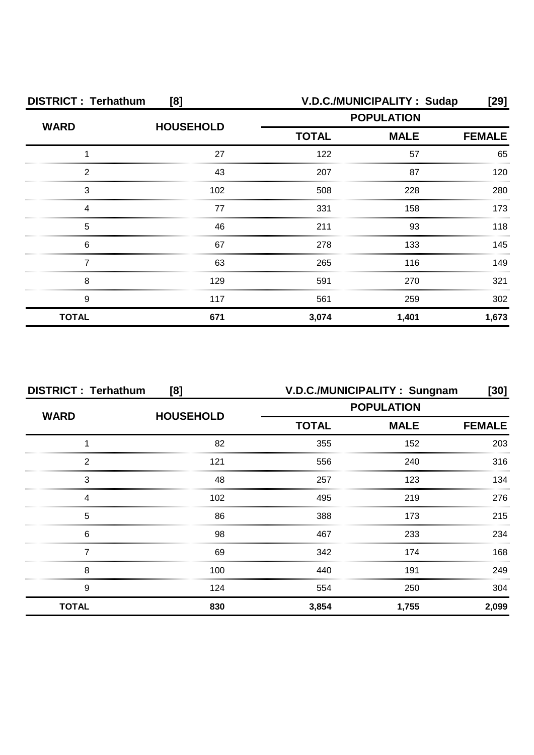**DISTRICT : Terhathum [8] V.D.C./MUNICIPALITY : Sudap [29]**

| WARD | HOUSEHOLD | POPULATION | | |
|---|---|---|---|---|
| | | TOTAL | MALE | FEMALE |
| 1 | 27 | 122 | 57 | 65 |
| 2 | 43 | 207 | 87 | 120 |
| 3 | 102 | 508 | 228 | 280 |
| 4 | 77 | 331 | 158 | 173 |
| 5 | 46 | 211 | 93 | 118 |
| 6 | 67 | 278 | 133 | 145 |
| 7 | 63 | 265 | 116 | 149 |
| 8 | 129 | 591 | 270 | 321 |
| 9 | 117 | 561 | 259 | 302 |
| **TOTAL** | **671** | **3,074** | **1,401** | **1,673** |

**DISTRICT : Terhathum [8] V.D.C./MUNICIPALITY : Sungnam [30]**

| WARD | HOUSEHOLD | POPULATION | | |
|---|---|---|---|---|
| | | TOTAL | MALE | FEMALE |
| 1 | 82 | 355 | 152 | 203 |
| 2 | 121 | 556 | 240 | 316 |
| 3 | 48 | 257 | 123 | 134 |
| 4 | 102 | 495 | 219 | 276 |
| 5 | 86 | 388 | 173 | 215 |
| 6 | 98 | 467 | 233 | 234 |
| 7 | 69 | 342 | 174 | 168 |
| 8 | 100 | 440 | 191 | 249 |
| 9 | 124 | 554 | 250 | 304 |
| **TOTAL** | **830** | **3,854** | **1,755** | **2,099** |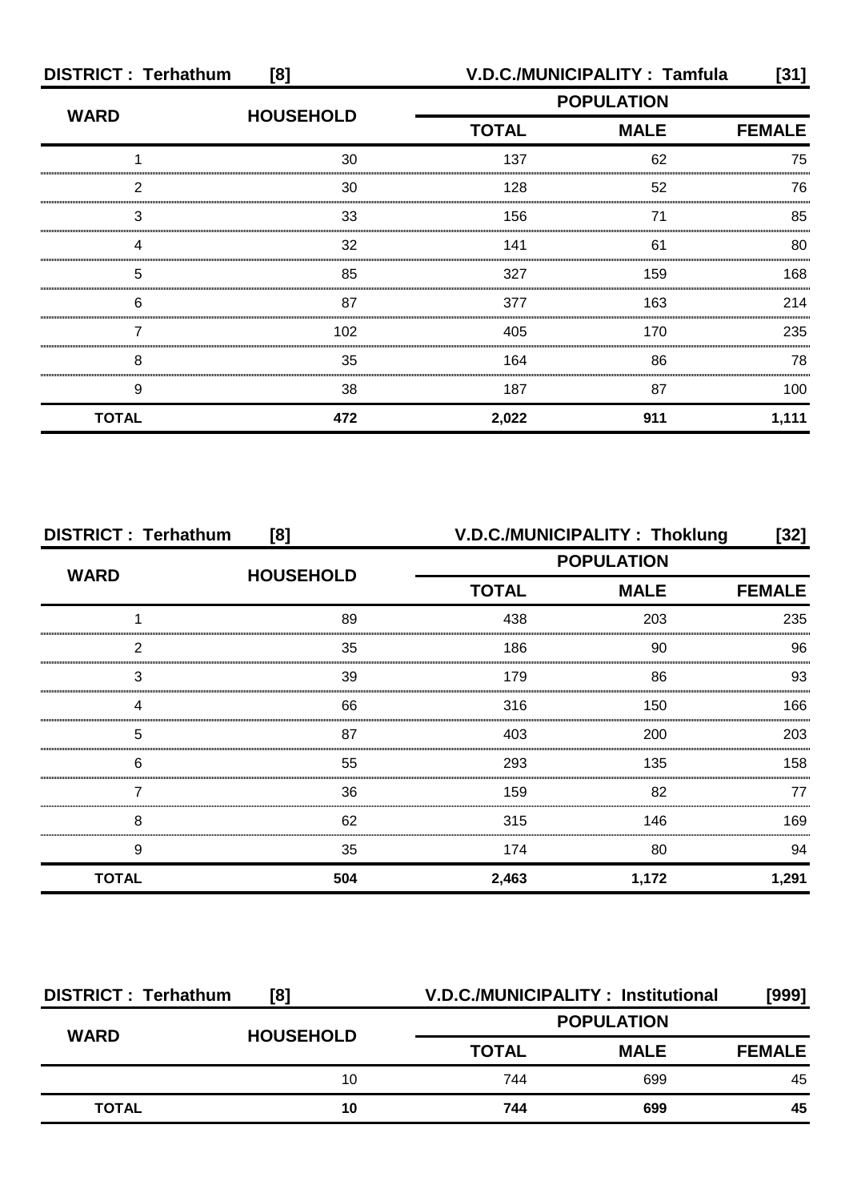| DISTRICT : Terhathum | [8] | V.D.C./MUNICIPALITY : Tamfula | | [31] |
|---|---|---|---|---|
| WARD | HOUSEHOLD | POPULATION | | |
| | | TOTAL | MALE | FEMALE |
| 1 | 30 | 137 | 62 | 75 |
| 2 | 30 | 128 | 52 | 76 |
| 3 | 33 | 156 | 71 | 85 |
| 4 | 32 | 141 | 61 | 80 |
| 5 | 85 | 327 | 159 | 168 |
| 6 | 87 | 377 | 163 | 214 |
| 7 | 102 | 405 | 170 | 235 |
| 8 | 35 | 164 | 86 | 78 |
| 9 | 38 | 187 | 87 | 100 |
| **TOTAL** | **472** | **2,022** | **911** | **1,111** |

| DISTRICT : Terhathum | [8] | V.D.C./MUNICIPALITY : Thoklung | | [32] |
|---|---|---|---|---|
| WARD | HOUSEHOLD | POPULATION | | |
| | | TOTAL | MALE | FEMALE |
| 1 | 89 | 438 | 203 | 235 |
| 2 | 35 | 186 | 90 | 96 |
| 3 | 39 | 179 | 86 | 93 |
| 4 | 66 | 316 | 150 | 166 |
| 5 | 87 | 403 | 200 | 203 |
| 6 | 55 | 293 | 135 | 158 |
| 7 | 36 | 159 | 82 | 77 |
| 8 | 62 | 315 | 146 | 169 |
| 9 | 35 | 174 | 80 | 94 |
| **TOTAL** | **504** | **2,463** | **1,172** | **1,291** |

| DISTRICT : Terhathum | [8] | V.D.C./MUNICIPALITY : Institutional | | [999] |
|---|---|---|---|---|
| WARD | HOUSEHOLD | POPULATION | | |
| | | TOTAL | MALE | FEMALE |
| | 10 | 744 | 699 | 45 |
| **TOTAL** | **10** | **744** | **699** | **45** |